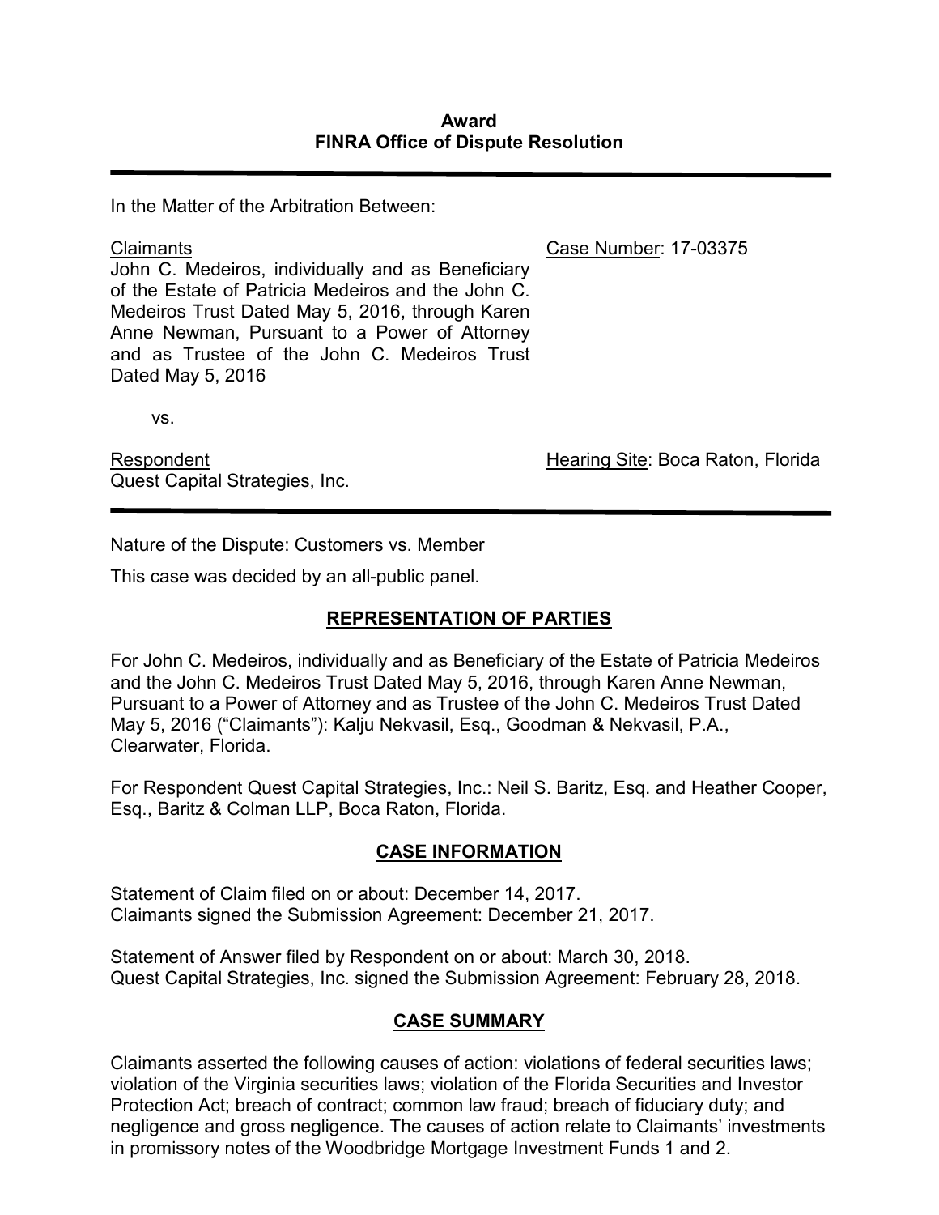# Award
## FINRA Office of Dispute Resolution

In the Matter of the Arbitration Between:

Claimants
John C. Medeiros, individually and as Beneficiary of the Estate of Patricia Medeiros and the John C. Medeiros Trust Dated May 5, 2016, through Karen Anne Newman, Pursuant to a Power of Attorney and as Trustee of the John C. Medeiros Trust Dated May 5, 2016

Case Number: 17-03375

vs.

Respondent
Quest Capital Strategies, Inc.

Hearing Site: Boca Raton, Florida

Nature of the Dispute: Customers vs. Member

This case was decided by an all-public panel.

## REPRESENTATION OF PARTIES

For John C. Medeiros, individually and as Beneficiary of the Estate of Patricia Medeiros and the John C. Medeiros Trust Dated May 5, 2016, through Karen Anne Newman, Pursuant to a Power of Attorney and as Trustee of the John C. Medeiros Trust Dated May 5, 2016 ("Claimants"): Kalju Nekvasil, Esq., Goodman & Nekvasil, P.A., Clearwater, Florida.

For Respondent Quest Capital Strategies, Inc.: Neil S. Baritz, Esq. and Heather Cooper, Esq., Baritz & Colman LLP, Boca Raton, Florida.

## CASE INFORMATION

Statement of Claim filed on or about: December 14, 2017.
Claimants signed the Submission Agreement: December 21, 2017.

Statement of Answer filed by Respondent on or about: March 30, 2018.
Quest Capital Strategies, Inc. signed the Submission Agreement: February 28, 2018.

## CASE SUMMARY

Claimants asserted the following causes of action: violations of federal securities laws; violation of the Virginia securities laws; violation of the Florida Securities and Investor Protection Act; breach of contract; common law fraud; breach of fiduciary duty; and negligence and gross negligence. The causes of action relate to Claimants' investments in promissory notes of the Woodbridge Mortgage Investment Funds 1 and 2.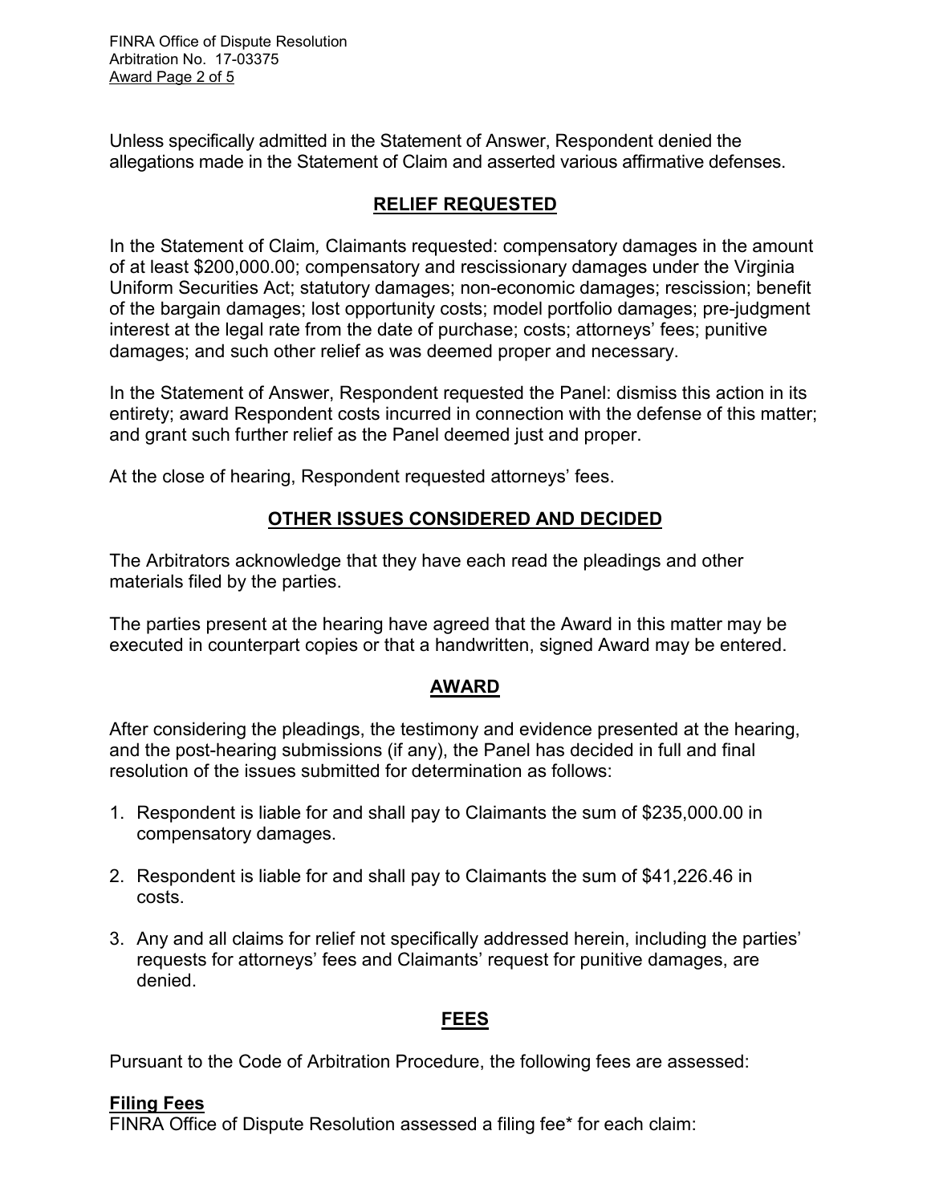Unless specifically admitted in the Statement of Answer, Respondent denied the allegations made in the Statement of Claim and asserted various affirmative defenses.

## RELIEF REQUESTED

In the Statement of Claim, Claimants requested: compensatory damages in the amount of at least $200,000.00; compensatory and rescissionary damages under the Virginia Uniform Securities Act; statutory damages; non-economic damages; rescission; benefit of the bargain damages; lost opportunity costs; model portfolio damages; pre-judgment interest at the legal rate from the date of purchase; costs; attorneys' fees; punitive damages; and such other relief as was deemed proper and necessary.

In the Statement of Answer, Respondent requested the Panel: dismiss this action in its entirety; award Respondent costs incurred in connection with the defense of this matter; and grant such further relief as the Panel deemed just and proper.

At the close of hearing, Respondent requested attorneys' fees.

## OTHER ISSUES CONSIDERED AND DECIDED

The Arbitrators acknowledge that they have each read the pleadings and other materials filed by the parties.

The parties present at the hearing have agreed that the Award in this matter may be executed in counterpart copies or that a handwritten, signed Award may be entered.

## AWARD

After considering the pleadings, the testimony and evidence presented at the hearing, and the post-hearing submissions (if any), the Panel has decided in full and final resolution of the issues submitted for determination as follows:

1. Respondent is liable for and shall pay to Claimants the sum of $235,000.00 in compensatory damages.

2. Respondent is liable for and shall pay to Claimants the sum of $41,226.46 in costs.

3. Any and all claims for relief not specifically addressed herein, including the parties' requests for attorneys' fees and Claimants' request for punitive damages, are denied.

## FEES

Pursuant to the Code of Arbitration Procedure, the following fees are assessed:

**Filing Fees**
FINRA Office of Dispute Resolution assessed a filing fee* for each claim: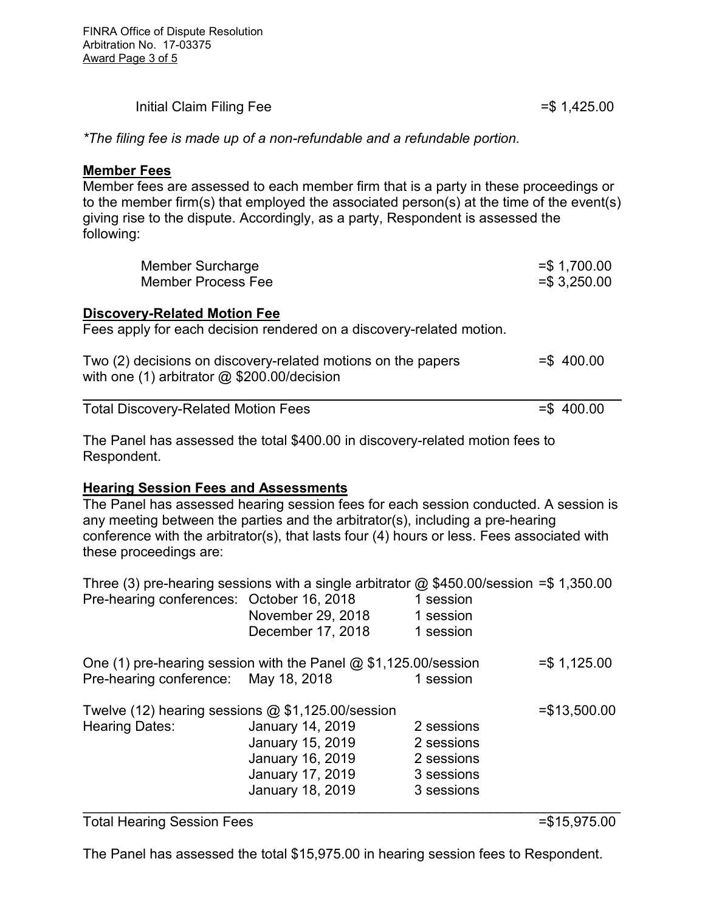| | |
|---|---|
| Initial Claim Filing Fee | =$ 1,425.00 |

*\*The filing fee is made up of a non-refundable and a refundable portion.*

**Member Fees**

Member fees are assessed to each member firm that is a party in these proceedings or to the member firm(s) that employed the associated person(s) at the time of the event(s) giving rise to the dispute. Accordingly, as a party, Respondent is assessed the following:

| | |
|---|---|
| Member Surcharge | =$ 1,700.00 |
| Member Process Fee | =$ 3,250.00 |

**Discovery-Related Motion Fee**

Fees apply for each decision rendered on a discovery-related motion.

| | |
|---|---|
| Two (2) decisions on discovery-related motions on the papers with one (1) arbitrator @ $200.00/decision | =$ 400.00 |
| Total Discovery-Related Motion Fees | =$ 400.00 |

The Panel has assessed the total $400.00 in discovery-related motion fees to Respondent.

**Hearing Session Fees and Assessments**

The Panel has assessed hearing session fees for each session conducted. A session is any meeting between the parties and the arbitrator(s), including a pre-hearing conference with the arbitrator(s), that lasts four (4) hours or less. Fees associated with these proceedings are:

| | | | |
|---|---|---|---|
| Three (3) pre-hearing sessions with a single arbitrator @ $450.00/session | | | =$ 1,350.00 |
| Pre-hearing conferences: | October 16, 2018 | 1 session | |
| | November 29, 2018 | 1 session | |
| | December 17, 2018 | 1 session | |
| One (1) pre-hearing session with the Panel @ $1,125.00/session | | | =$ 1,125.00 |
| Pre-hearing conference: | May 18, 2018 | 1 session | |
| Twelve (12) hearing sessions @ $1,125.00/session | | | =$13,500.00 |
| Hearing Dates: | January 14, 2019 | 2 sessions | |
| | January 15, 2019 | 2 sessions | |
| | January 16, 2019 | 2 sessions | |
| | January 17, 2019 | 3 sessions | |
| | January 18, 2019 | 3 sessions | |
| Total Hearing Session Fees | | | =$15,975.00 |

The Panel has assessed the total $15,975.00 in hearing session fees to Respondent.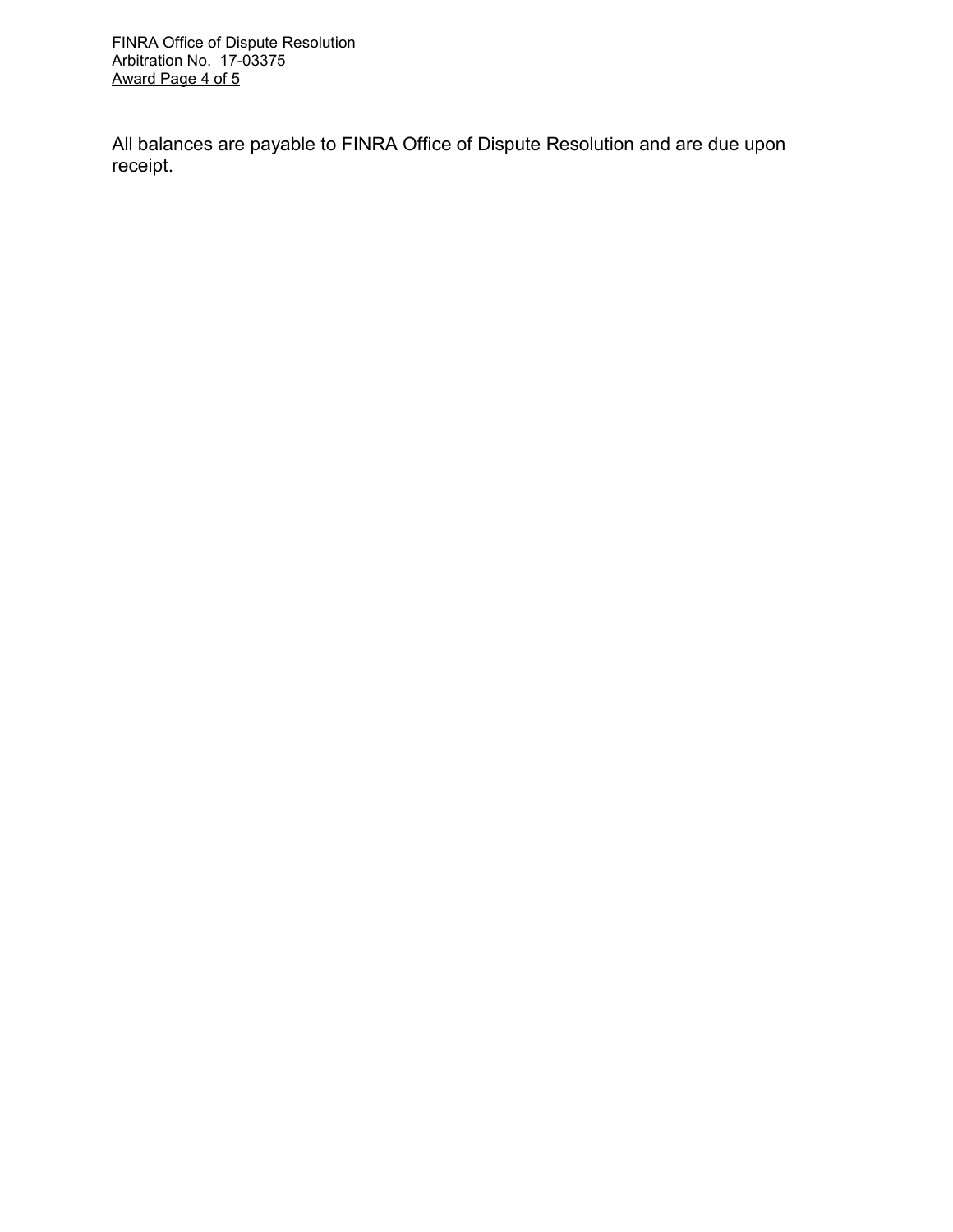All balances are payable to FINRA Office of Dispute Resolution and are due upon receipt.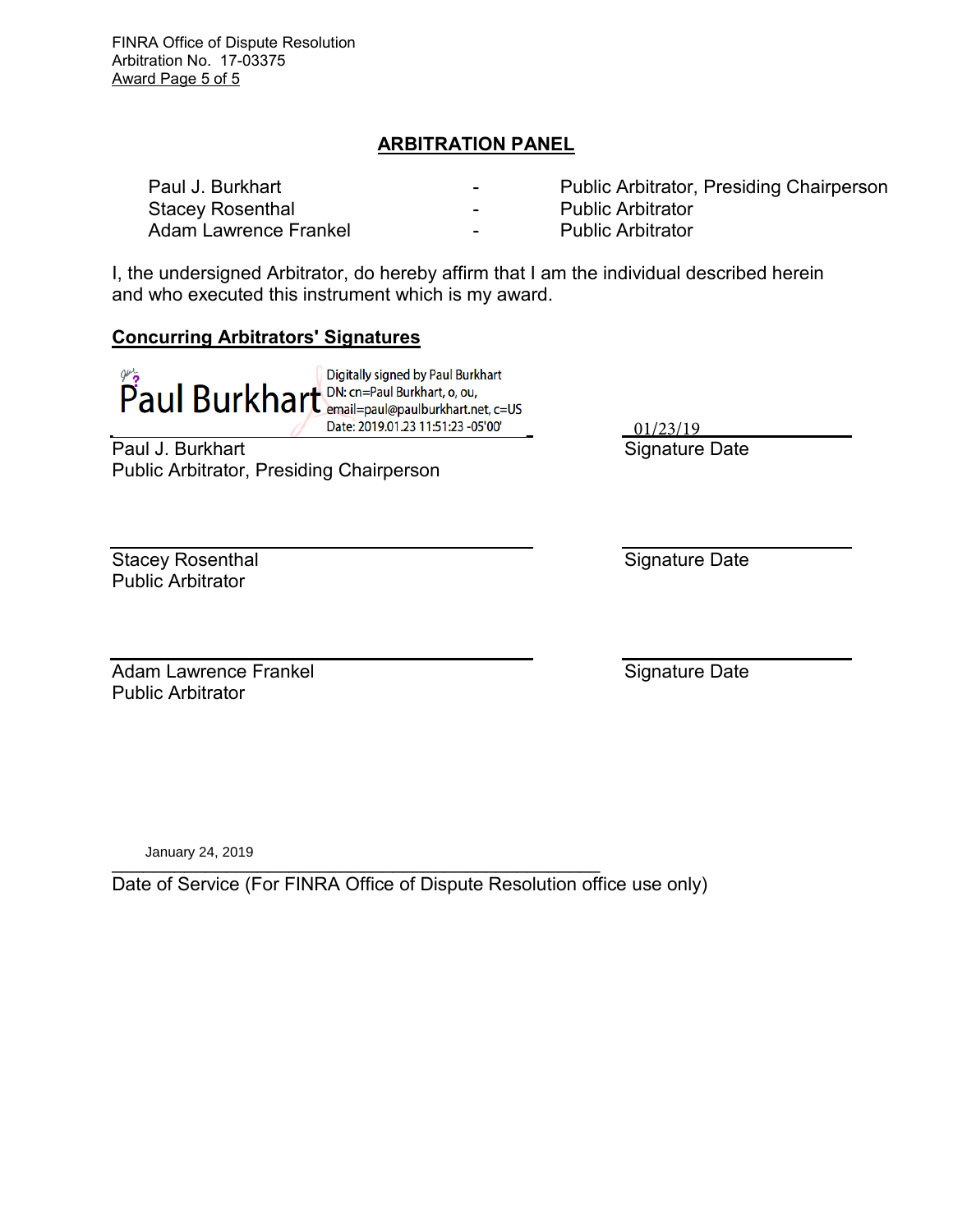## ARBITRATION PANEL

| | | |
|---|---|---|
| Paul J. Burkhart | - | Public Arbitrator, Presiding Chairperson |
| Stacey Rosenthal | - | Public Arbitrator |
| Adam Lawrence Frankel | - | Public Arbitrator |

I, the undersigned Arbitrator, do hereby affirm that I am the individual described herein and who executed this instrument which is my award.

**Concurring Arbitrators' Signatures**

Paul Burkhart — Digitally signed by Paul Burkhart DN: cn=Paul Burkhart, o, ou, email=paul@paulburkhart.net, c=US Date: 2019.01.23 11:51:23 -05'00'

Paul J. Burkhart
Public Arbitrator, Presiding Chairperson

01/23/19
Signature Date

_______________________________
Stacey Rosenthal
Public Arbitrator

_______________
Signature Date

_______________________________
Adam Lawrence Frankel
Public Arbitrator

_______________
Signature Date

January 24, 2019
_______________________________
Date of Service (For FINRA Office of Dispute Resolution office use only)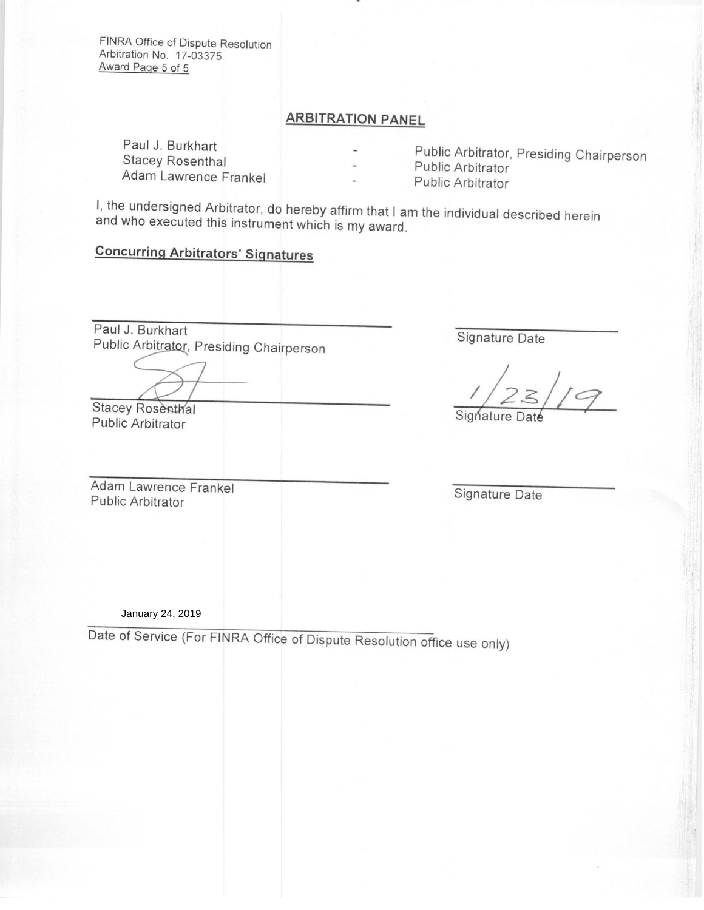FINRA Office of Dispute Resolution
Arbitration No. 17-03375
Award Page 5 of 5

## ARBITRATION PANEL

| | | |
|---|---|---|
| Paul J. Burkhart | - | Public Arbitrator, Presiding Chairperson |
| Stacey Rosenthal | - | Public Arbitrator |
| Adam Lawrence Frankel | - | Public Arbitrator |

I, the undersigned Arbitrator, do hereby affirm that I am the individual described herein and who executed this instrument which is my award.

**Concurring Arbitrators' Signatures**

\_\_\_\_\_\_\_\_\_\_\_\_\_\_\_\_\_\_\_\_\_\_\_\_\_\_\_\_\_\_\_\_\_\_\_\_\_\_\_\_
Paul J. Burkhart
Public Arbitrator, Presiding Chairperson

\_\_\_\_\_\_\_\_\_\_\_\_\_\_\_\_\_\_\_\_
Signature Date

\_\_\_\_\_\_\_\_\_\_\_\_\_\_\_\_\_\_\_\_\_\_\_\_\_\_\_\_\_\_\_\_\_\_\_\_\_\_\_\_
Stacey Rosenthal
Public Arbitrator

1/23/19
Signature Date

\_\_\_\_\_\_\_\_\_\_\_\_\_\_\_\_\_\_\_\_\_\_\_\_\_\_\_\_\_\_\_\_\_\_\_\_\_\_\_\_
Adam Lawrence Frankel
Public Arbitrator

\_\_\_\_\_\_\_\_\_\_\_\_\_\_\_\_\_\_\_\_
Signature Date

January 24, 2019
Date of Service (For FINRA Office of Dispute Resolution office use only)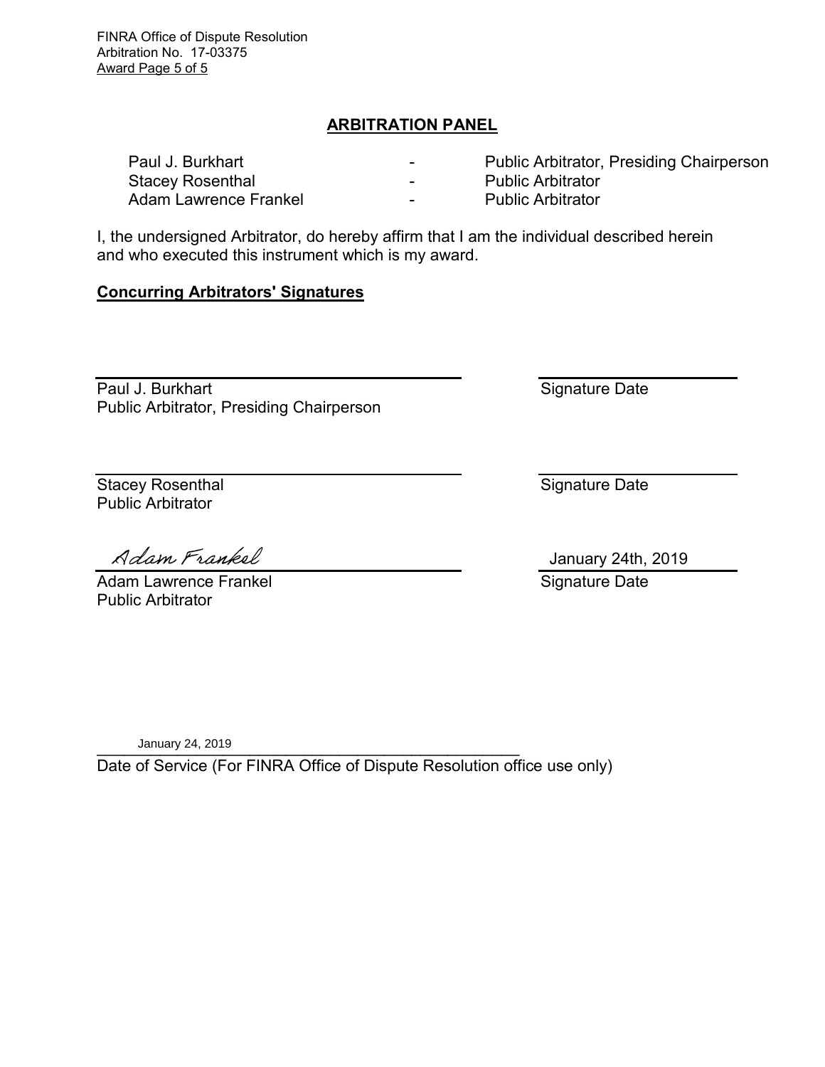## ARBITRATION PANEL

| | | |
|---|---|---|
| Paul J. Burkhart | - | Public Arbitrator, Presiding Chairperson |
| Stacey Rosenthal | - | Public Arbitrator |
| Adam Lawrence Frankel | - | Public Arbitrator |

I, the undersigned Arbitrator, do hereby affirm that I am the individual described herein and who executed this instrument which is my award.

**Concurring Arbitrators' Signatures**

Paul J. Burkhart
Public Arbitrator, Presiding Chairperson

Signature Date

Stacey Rosenthal
Public Arbitrator

Signature Date

Adam Frankel

Adam Lawrence Frankel
Public Arbitrator

January 24th, 2019
Signature Date

January 24, 2019
Date of Service (For FINRA Office of Dispute Resolution office use only)